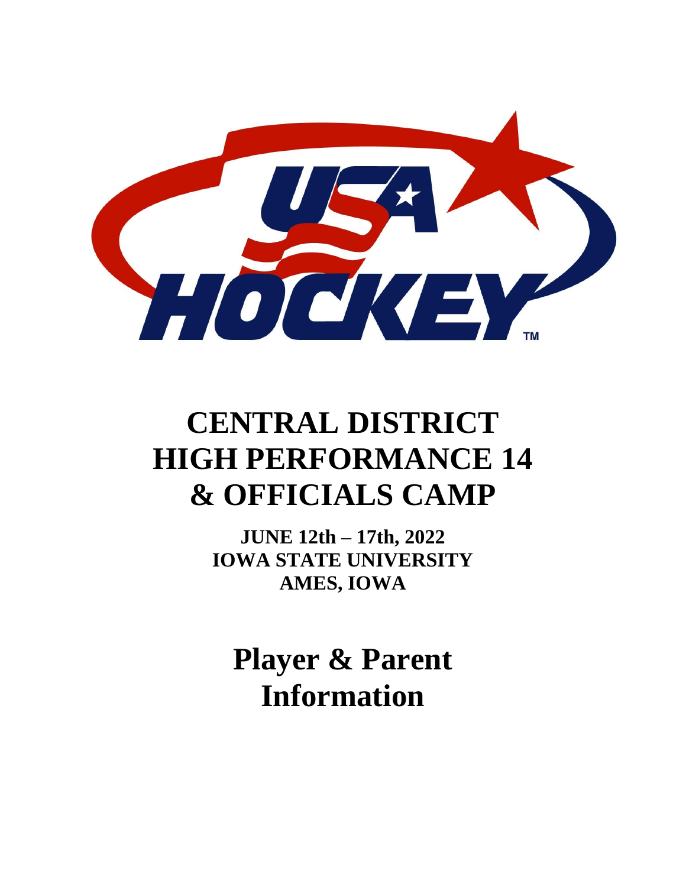# CENTRAL DISTRICT HIGH PERFORMANCE 14 & OFFICIALS CAMP

**JUNE 12th – 17th, 2022**
**IOWA STATE UNIVERSITY**
**AMES, IOWA**

## Player & Parent Information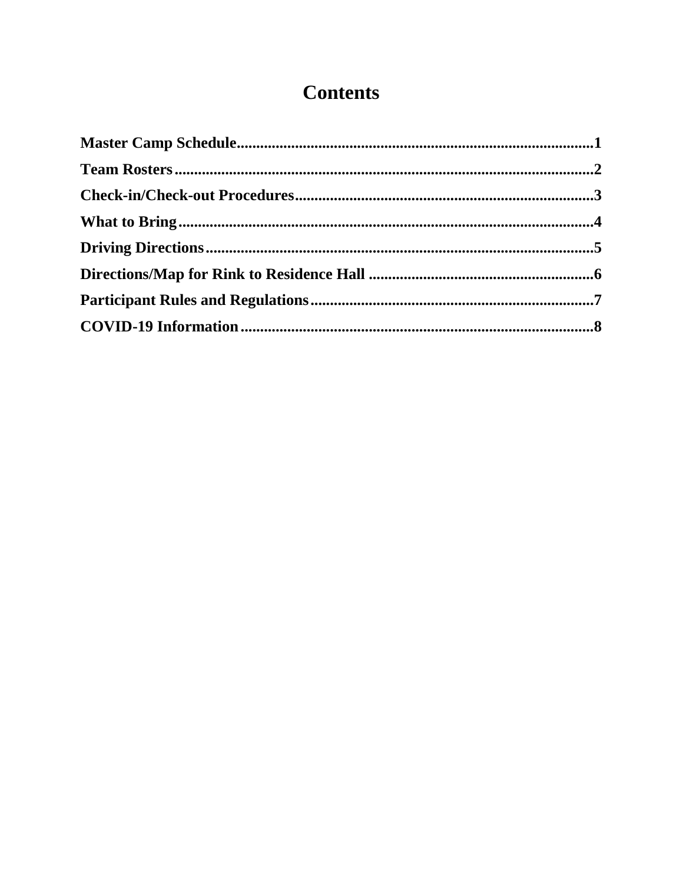# Contents

**Master Camp Schedule**..........................................................................................**1**

**Team Rosters**..........................................................................................................**2**

**Check-in/Check-out Procedures**..........................................................................**3**

**What to Bring**.........................................................................................................**4**

**Driving Directions**..................................................................................................**5**

**Directions/Map for Rink to Residence Hall** ........................................................**6**

**Participant Rules and Regulations**.......................................................................**7**

**COVID-19 Information**.........................................................................................**8**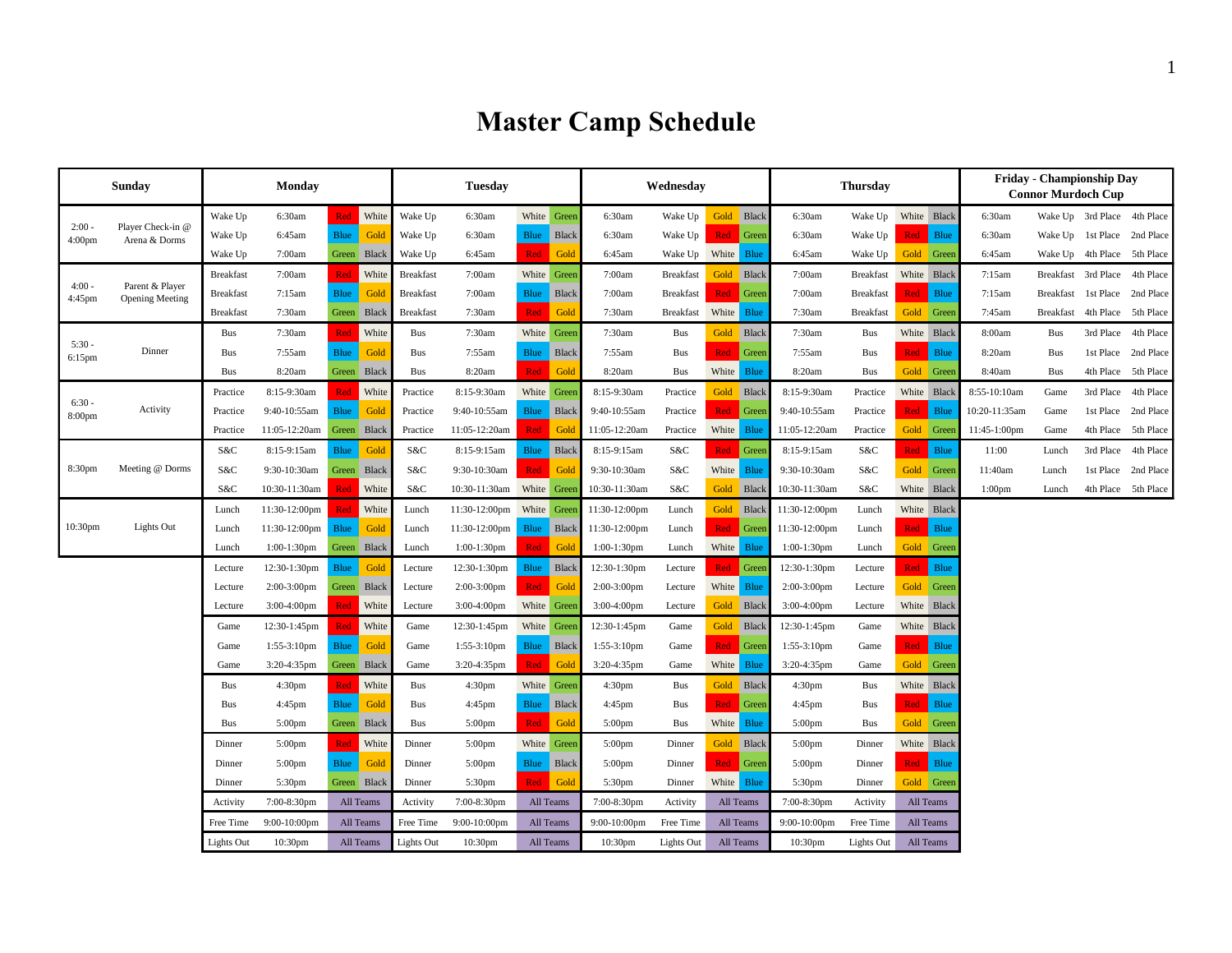# Master Camp Schedule

| Sunday | | Monday | | | | Tuesday | | | | Wednesday | | | | Thursday | | | | Friday - Championship Day Connor Murdoch Cup | | | |
|---|---|---|---|---|---|---|---|---|---|---|---|---|---|---|---|---|---|---|---|---|---|
| 2:00 - 4:00pm | Player Check-in @ Arena & Dorms | Wake Up | 6:30am | Red | White | Wake Up | 6:30am | White | Green | 6:30am | Wake Up | Gold | Black | 6:30am | Wake Up | White | Black | 6:30am | Wake Up | 3rd Place | 4th Place |
| | | Wake Up | 6:45am | Blue | Gold | Wake Up | 6:30am | Blue | Black | 6:30am | Wake Up | Red | Green | 6:30am | Wake Up | Red | Blue | 6:30am | Wake Up | 1st Place | 2nd Place |
| | | Wake Up | 7:00am | Green | Black | Wake Up | 6:45am | Red | Gold | 6:45am | Wake Up | White | Blue | 6:45am | Wake Up | Gold | Green | 6:45am | Wake Up | 4th Place | 5th Place |
| 4:00 - 4:45pm | Parent & Player Opening Meeting | Breakfast | 7:00am | Red | White | Breakfast | 7:00am | White | Green | 7:00am | Breakfast | Gold | Black | 7:00am | Breakfast | White | Black | 7:15am | Breakfast | 3rd Place | 4th Place |
| | | Breakfast | 7:15am | Blue | Gold | Breakfast | 7:00am | Blue | Black | 7:00am | Breakfast | Red | Green | 7:00am | Breakfast | Red | Blue | 7:15am | Breakfast | 1st Place | 2nd Place |
| | | Breakfast | 7:30am | Green | Black | Breakfast | 7:30am | Red | Gold | 7:30am | Breakfast | White | Blue | 7:30am | Breakfast | Gold | Green | 7:45am | Breakfast | 4th Place | 5th Place |
| 5:30 - 6:15pm | Dinner | Bus | 7:30am | Red | White | Bus | 7:30am | White | Green | 7:30am | Bus | Gold | Black | 7:30am | Bus | White | Black | 8:00am | Bus | 3rd Place | 4th Place |
| | | Bus | 7:55am | Blue | Gold | Bus | 7:55am | Blue | Black | 7:55am | Bus | Red | Green | 7:55am | Bus | Red | Blue | 8:20am | Bus | 1st Place | 2nd Place |
| | | Bus | 8:20am | Green | Black | Bus | 8:20am | Red | Gold | 8:20am | Bus | White | Blue | 8:20am | Bus | Gold | Green | 8:40am | Bus | 4th Place | 5th Place |
| 6:30 - 8:00pm | Activity | Practice | 8:15-9:30am | Red | White | Practice | 8:15-9:30am | White | Green | 8:15-9:30am | Practice | Gold | Black | 8:15-9:30am | Practice | White | Black | 8:55-10:10am | Game | 3rd Place | 4th Place |
| | | Practice | 9:40-10:55am | Blue | Gold | Practice | 9:40-10:55am | Blue | Black | 9:40-10:55am | Practice | Red | Green | 9:40-10:55am | Practice | Red | Blue | 10:20-11:35am | Game | 1st Place | 2nd Place |
| | | Practice | 11:05-12:20am | Green | Black | Practice | 11:05-12:20am | Red | Gold | 11:05-12:20am | Practice | White | Blue | 11:05-12:20am | Practice | Gold | Green | 11:45-1:00pm | Game | 4th Place | 5th Place |
| 8:30pm | Meeting @ Dorms | S&C | 8:15-9:15am | Blue | Gold | S&C | 8:15-9:15am | Blue | Black | 8:15-9:15am | S&C | Red | Green | 8:15-9:15am | S&C | Red | Blue | 11:00 | Lunch | 3rd Place | 4th Place |
| | | S&C | 9:30-10:30am | Green | Black | S&C | 9:30-10:30am | Red | Gold | 9:30-10:30am | S&C | White | Blue | 9:30-10:30am | S&C | Gold | Green | 11:40am | Lunch | 1st Place | 2nd Place |
| | | S&C | 10:30-11:30am | Red | White | S&C | 10:30-11:30am | White | Green | 10:30-11:30am | S&C | Gold | Black | 10:30-11:30am | S&C | White | Black | 1:00pm | Lunch | 4th Place | 5th Place |
| 10:30pm | Lights Out | Lunch | 11:30-12:00pm | Red | White | Lunch | 11:30-12:00pm | White | Green | 11:30-12:00pm | Lunch | Gold | Black | 11:30-12:00pm | Lunch | White | Black | | | | |
| | | Lunch | 11:30-12:00pm | Blue | Gold | Lunch | 11:30-12:00pm | Blue | Black | 11:30-12:00pm | Lunch | Red | Green | 11:30-12:00pm | Lunch | Red | Blue | | | | |
| | | Lunch | 1:00-1:30pm | Green | Black | Lunch | 1:00-1:30pm | Red | Gold | 1:00-1:30pm | Lunch | White | Blue | 1:00-1:30pm | Lunch | Gold | Green | | | | |
| | | Lecture | 12:30-1:30pm | Blue | Gold | Lecture | 12:30-1:30pm | Blue | Black | 12:30-1:30pm | Lecture | Red | Green | 12:30-1:30pm | Lecture | Red | Blue | | | | |
| | | Lecture | 2:00-3:00pm | Green | Black | Lecture | 2:00-3:00pm | Red | Gold | 2:00-3:00pm | Lecture | White | Blue | 2:00-3:00pm | Lecture | Gold | Green | | | | |
| | | Lecture | 3:00-4:00pm | Red | White | Lecture | 3:00-4:00pm | White | Green | 3:00-4:00pm | Lecture | Gold | Black | 3:00-4:00pm | Lecture | White | Black | | | | |
| | | Game | 12:30-1:45pm | Red | White | Game | 12:30-1:45pm | White | Green | 12:30-1:45pm | Game | Gold | Black | 12:30-1:45pm | Game | White | Black | | | | |
| | | Game | 1:55-3:10pm | Blue | Gold | Game | 1:55-3:10pm | Blue | Black | 1:55-3:10pm | Game | Red | Green | 1:55-3:10pm | Game | Red | Blue | | | | |
| | | Game | 3:20-4:35pm | Green | Black | Game | 3:20-4:35pm | Red | Gold | 3:20-4:35pm | Game | White | Blue | 3:20-4:35pm | Game | Gold | Green | | | | |
| | | Bus | 4:30pm | Red | White | Bus | 4:30pm | White | Green | 4:30pm | Bus | Gold | Black | 4:30pm | Bus | White | Black | | | | |
| | | Bus | 4:45pm | Blue | Gold | Bus | 4:45pm | Blue | Black | 4:45pm | Bus | Red | Green | 4:45pm | Bus | Red | Blue | | | | |
| | | Bus | 5:00pm | Green | Black | Bus | 5:00pm | Red | Gold | 5:00pm | Bus | White | Blue | 5:00pm | Bus | Gold | Green | | | | |
| | | Dinner | 5:00pm | Red | White | Dinner | 5:00pm | White | Green | 5:00pm | Dinner | Gold | Black | 5:00pm | Dinner | White | Black | | | | |
| | | Dinner | 5:00pm | Blue | Gold | Dinner | 5:00pm | Blue | Black | 5:00pm | Dinner | Red | Green | 5:00pm | Dinner | Red | Blue | | | | |
| | | Dinner | 5:30pm | Green | Black | Dinner | 5:30pm | Red | Gold | 5:30pm | Dinner | White | Blue | 5:30pm | Dinner | Gold | Green | | | | |
| | | Activity | 7:00-8:30pm | All Teams | | Activity | 7:00-8:30pm | All Teams | | 7:00-8:30pm | Activity | All Teams | | 7:00-8:30pm | Activity | All Teams | | | | | |
| | | Free Time | 9:00-10:00pm | All Teams | | Free Time | 9:00-10:00pm | All Teams | | 9:00-10:00pm | Free Time | All Teams | | 9:00-10:00pm | Free Time | All Teams | | | | | |
| | | Lights Out | 10:30pm | All Teams | | Lights Out | 10:30pm | All Teams | | 10:30pm | Lights Out | All Teams | | 10:30pm | Lights Out | All Teams | | | | | |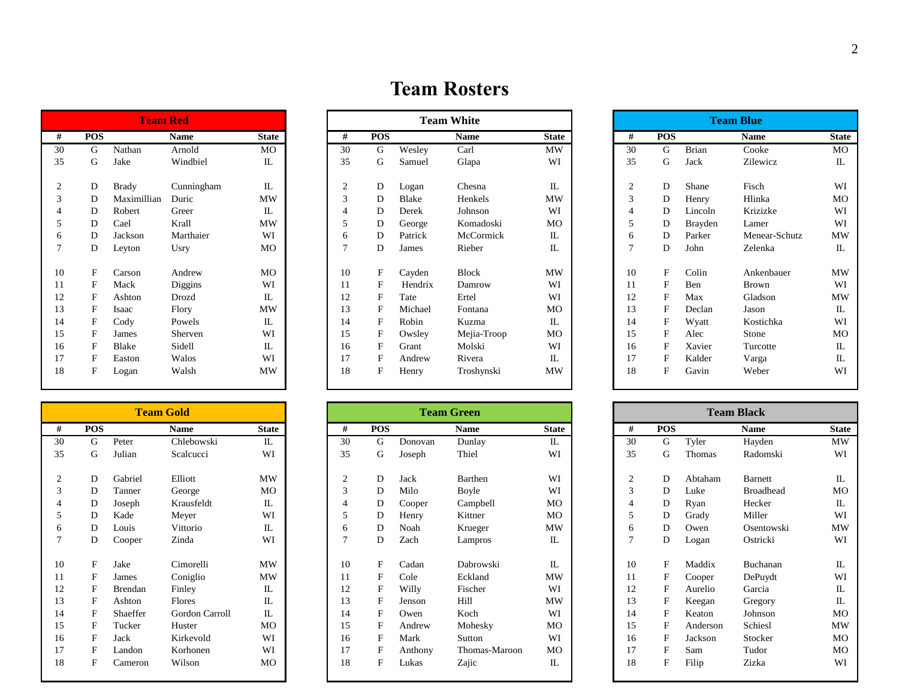# Team Rosters

## Team Red

| # | POS | Name | | State |
|---|---|---|---|---|
| 30 | G | Nathan | Arnold | MO |
| 35 | G | Jake | Windbiel | IL |
| 2 | D | Brady | Cunningham | IL |
| 3 | D | Maximillian | Duric | MW |
| 4 | D | Robert | Greer | IL |
| 5 | D | Cael | Krall | MW |
| 6 | D | Jackson | Marthaier | WI |
| 7 | D | Leyton | Usry | MO |
| 10 | F | Carson | Andrew | MO |
| 11 | F | Mack | Diggins | WI |
| 12 | F | Ashton | Drozd | IL |
| 13 | F | Isaac | Flory | MW |
| 14 | F | Cody | Powels | IL |
| 15 | F | James | Sherven | WI |
| 16 | F | Blake | Sidell | IL |
| 17 | F | Easton | Walos | WI |
| 18 | F | Logan | Walsh | MW |

## Team White

| # | POS | Name | | State |
|---|---|---|---|---|
| 30 | G | Wesley | Carl | MW |
| 35 | G | Samuel | Glapa | WI |
| 2 | D | Logan | Chesna | IL |
| 3 | D | Blake | Henkels | MW |
| 4 | D | Derek | Johnson | WI |
| 5 | D | George | Komadoski | MO |
| 6 | D | Patrick | McCormick | IL |
| 7 | D | James | Rieber | IL |
| 10 | F | Cayden | Block | MW |
| 11 | F | Hendrix | Damrow | WI |
| 12 | F | Tate | Ertel | WI |
| 13 | F | Michael | Fontana | MO |
| 14 | F | Robin | Kuzma | IL |
| 15 | F | Owsley | Mejia-Troop | MO |
| 16 | F | Grant | Molski | WI |
| 17 | F | Andrew | Rivera | IL |
| 18 | F | Henry | Troshynski | MW |

## Team Blue

| # | POS | Name | | State |
|---|---|---|---|---|
| 30 | G | Brian | Cooke | MO |
| 35 | G | Jack | Zilewicz | IL |
| 2 | D | Shane | Fisch | WI |
| 3 | D | Henry | Hlinka | MO |
| 4 | D | Lincoln | Krizizke | WI |
| 5 | D | Brayden | Lamer | WI |
| 6 | D | Parker | Menear-Schutz | MW |
| 7 | D | John | Zelenka | IL |
| 10 | F | Colin | Ankenbauer | MW |
| 11 | F | Ben | Brown | WI |
| 12 | F | Max | Gladson | MW |
| 13 | F | Declan | Jason | IL |
| 14 | F | Wyatt | Kostichka | WI |
| 15 | F | Alec | Stone | MO |
| 16 | F | Xavier | Turcotte | IL |
| 17 | F | Kalder | Varga | IL |
| 18 | F | Gavin | Weber | WI |

## Team Gold

| # | POS | Name | | State |
|---|---|---|---|---|
| 30 | G | Peter | Chlebowski | IL |
| 35 | G | Julian | Scalcucci | WI |
| 2 | D | Gabriel | Elliott | MW |
| 3 | D | Tanner | George | MO |
| 4 | D | Joseph | Krausfeldt | IL |
| 5 | D | Kade | Meyer | WI |
| 6 | D | Louis | Vittorio | IL |
| 7 | D | Cooper | Zinda | WI |
| 10 | F | Jake | Cimorelli | MW |
| 11 | F | James | Coniglio | MW |
| 12 | F | Brendan | Finley | IL |
| 13 | F | Ashton | Flores | IL |
| 14 | F | Shaeffer | Gordon Carroll | IL |
| 15 | F | Tucker | Huster | MO |
| 16 | F | Jack | Kirkevold | WI |
| 17 | F | Landon | Korhonen | WI |
| 18 | F | Cameron | Wilson | MO |

## Team Green

| # | POS | Name | | State |
|---|---|---|---|---|
| 30 | G | Donovan | Dunlay | IL |
| 35 | G | Joseph | Thiel | WI |
| 2 | D | Jack | Barthen | WI |
| 3 | D | Milo | Boyle | WI |
| 4 | D | Cooper | Campbell | MO |
| 5 | D | Henry | Kittner | MO |
| 6 | D | Noah | Krueger | MW |
| 7 | D | Zach | Lampros | IL |
| 10 | F | Cadan | Dabrowski | IL |
| 11 | F | Cole | Eckland | MW |
| 12 | F | Willy | Fischer | WI |
| 13 | F | Jenson | Hill | MW |
| 14 | F | Owen | Koch | WI |
| 15 | F | Andrew | Mohesky | MO |
| 16 | F | Mark | Sutton | WI |
| 17 | F | Anthony | Thomas-Maroon | MO |
| 18 | F | Lukas | Zajic | IL |

## Team Black

| # | POS | Name | | State |
|---|---|---|---|---|
| 30 | G | Tyler | Hayden | MW |
| 35 | G | Thomas | Radomski | WI |
| 2 | D | Abtaham | Barnett | IL |
| 3 | D | Luke | Broadhead | MO |
| 4 | D | Ryan | Hecker | IL |
| 5 | D | Grady | Miller | WI |
| 6 | D | Owen | Osentowski | MW |
| 7 | D | Logan | Ostricki | WI |
| 10 | F | Maddix | Buchanan | IL |
| 11 | F | Cooper | DePuydt | WI |
| 12 | F | Aurelio | Garcia | IL |
| 13 | F | Keegan | Gregory | IL |
| 14 | F | Keaton | Johnson | MO |
| 15 | F | Anderson | Schiesl | MW |
| 16 | F | Jackson | Stocker | MO |
| 17 | F | Sam | Tudor | MO |
| 18 | F | Filip | Zizka | WI |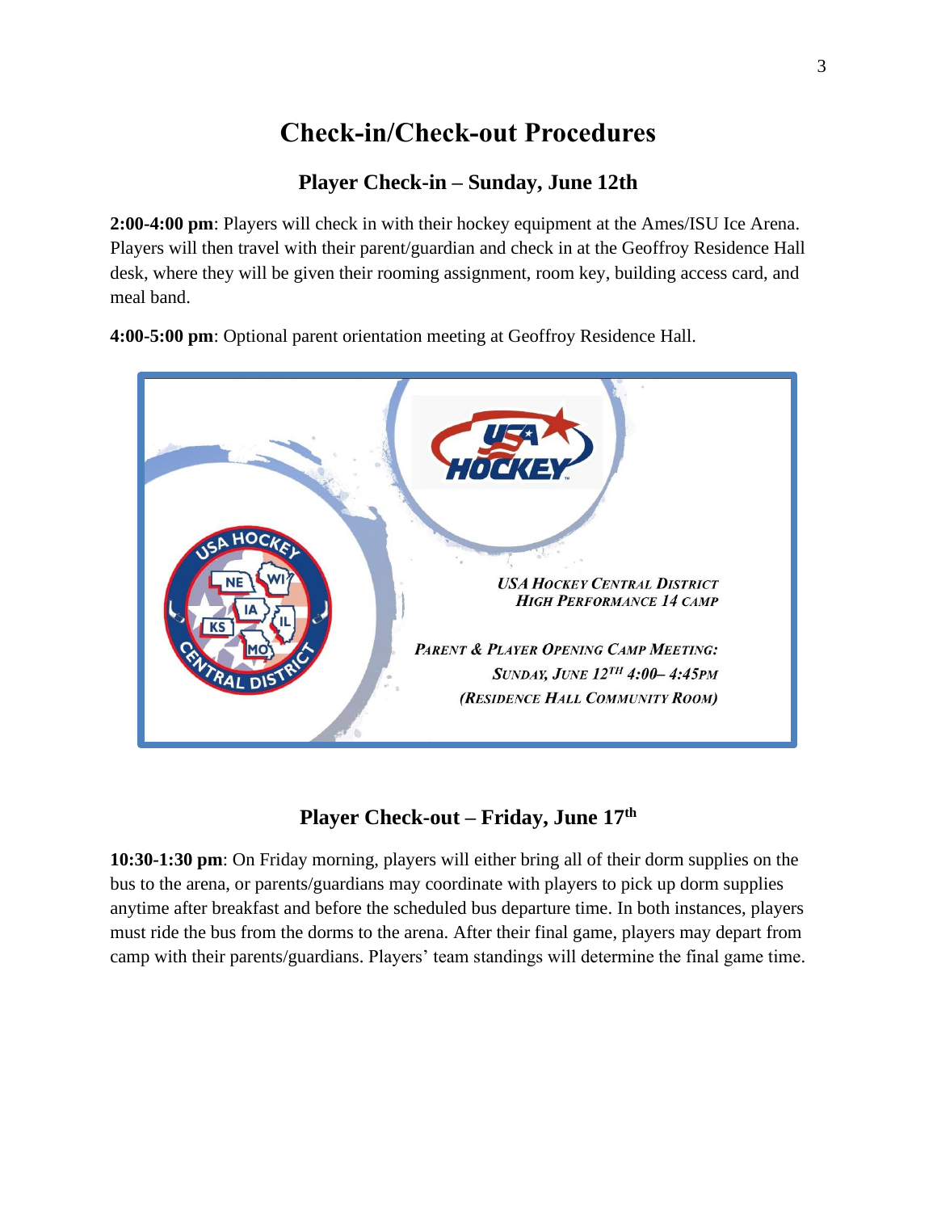# Check-in/Check-out Procedures

## Player Check-in – Sunday, June 12th

**2:00-4:00 pm**: Players will check in with their hockey equipment at the Ames/ISU Ice Arena. Players will then travel with their parent/guardian and check in at the Geoffroy Residence Hall desk, where they will be given their rooming assignment, room key, building access card, and meal band.

**4:00-5:00 pm**: Optional parent orientation meeting at Geoffroy Residence Hall.

***USA Hockey Central District***
***High Performance 14 Camp***

***Parent & Player Opening Camp Meeting:***
***Sunday, June 12th 4:00– 4:45pm***
***(Residence Hall Community Room)***

## Player Check-out – Friday, June 17th

**10:30-1:30 pm**: On Friday morning, players will either bring all of their dorm supplies on the bus to the arena, or parents/guardians may coordinate with players to pick up dorm supplies anytime after breakfast and before the scheduled bus departure time. In both instances, players must ride the bus from the dorms to the arena. After their final game, players may depart from camp with their parents/guardians. Players' team standings will determine the final game time.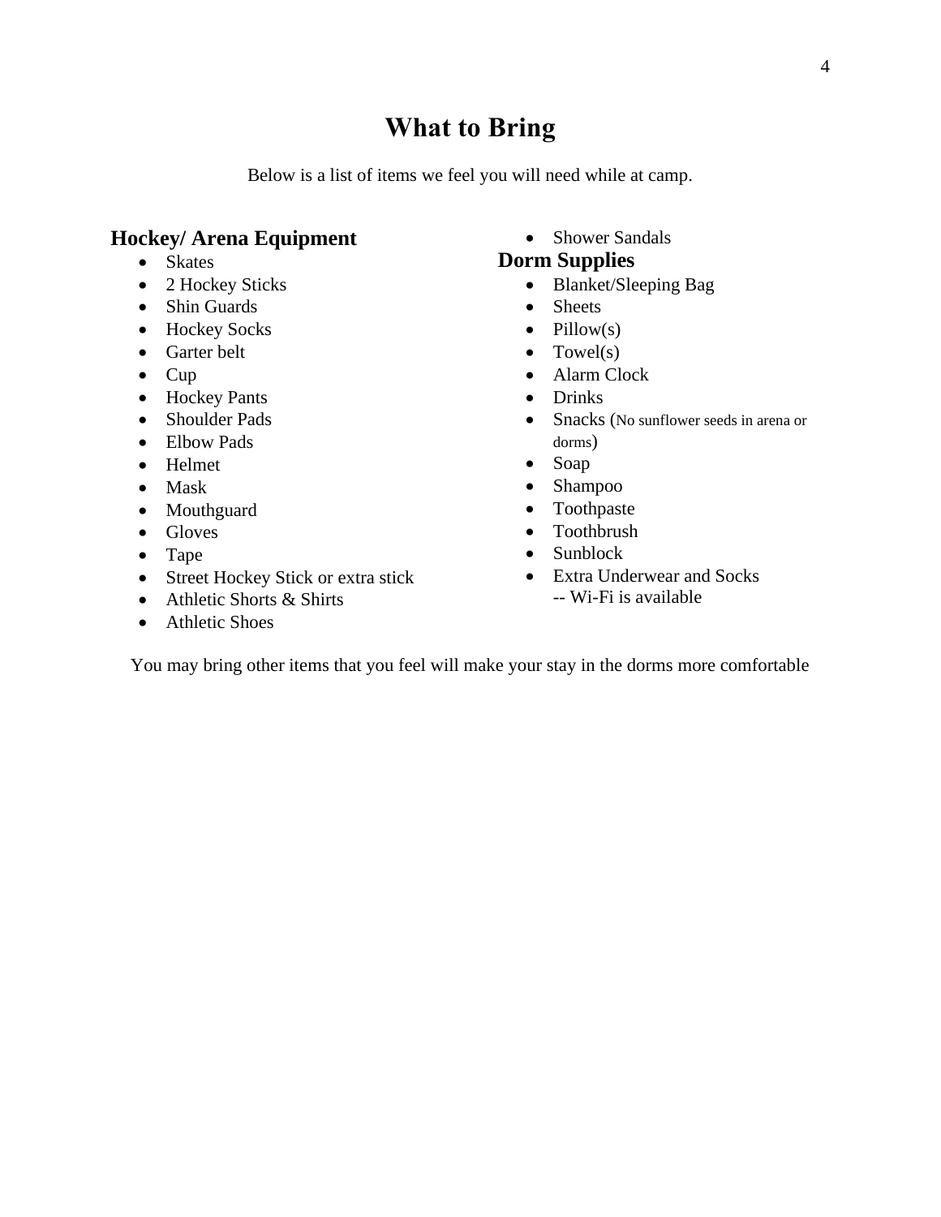# What to Bring

Below is a list of items we feel you will need while at camp.

## Hockey/ Arena Equipment

- Skates
- 2 Hockey Sticks
- Shin Guards
- Hockey Socks
- Garter belt
- Cup
- Hockey Pants
- Shoulder Pads
- Elbow Pads
- Helmet
- Mask
- Mouthguard
- Gloves
- Tape
- Street Hockey Stick or extra stick
- Athletic Shorts & Shirts
- Athletic Shoes
- Shower Sandals

## Dorm Supplies

- Blanket/Sleeping Bag
- Sheets
- Pillow(s)
- Towel(s)
- Alarm Clock
- Drinks
- Snacks (No sunflower seeds in arena or dorms)
- Soap
- Shampoo
- Toothpaste
- Toothbrush
- Sunblock
- Extra Underwear and Socks
  -- Wi-Fi is available

You may bring other items that you feel will make your stay in the dorms more comfortable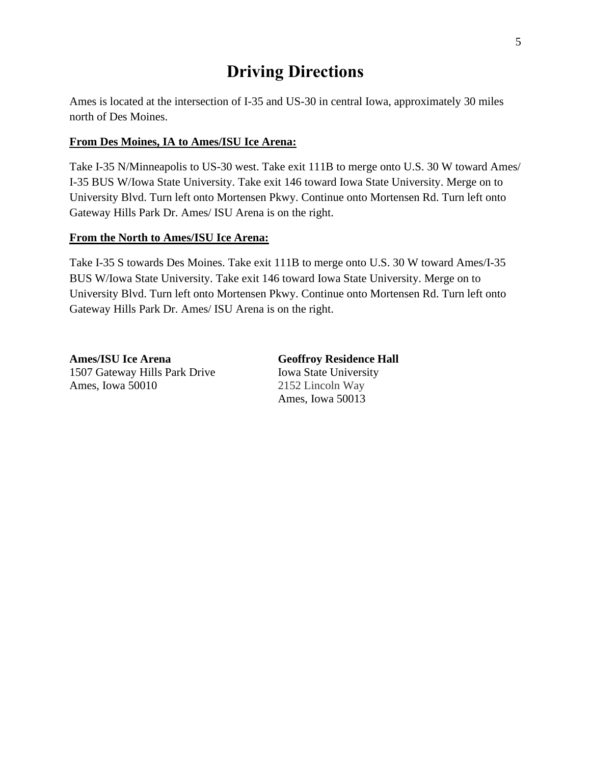# Driving Directions

Ames is located at the intersection of I-35 and US-30 in central Iowa, approximately 30 miles north of Des Moines.

**From Des Moines, IA to Ames/ISU Ice Arena:**

Take I-35 N/Minneapolis to US-30 west. Take exit 111B to merge onto U.S. 30 W toward Ames/ I-35 BUS W/Iowa State University. Take exit 146 toward Iowa State University. Merge on to University Blvd. Turn left onto Mortensen Pkwy. Continue onto Mortensen Rd. Turn left onto Gateway Hills Park Dr. Ames/ ISU Arena is on the right.

**From the North to Ames/ISU Ice Arena:**

Take I-35 S towards Des Moines. Take exit 111B to merge onto U.S. 30 W toward Ames/I-35 BUS W/Iowa State University. Take exit 146 toward Iowa State University. Merge on to University Blvd. Turn left onto Mortensen Pkwy. Continue onto Mortensen Rd. Turn left onto Gateway Hills Park Dr. Ames/ ISU Arena is on the right.

**Ames/ISU Ice Arena**
1507 Gateway Hills Park Drive
Ames, Iowa 50010

**Geoffroy Residence Hall**
Iowa State University
2152 Lincoln Way
Ames, Iowa 50013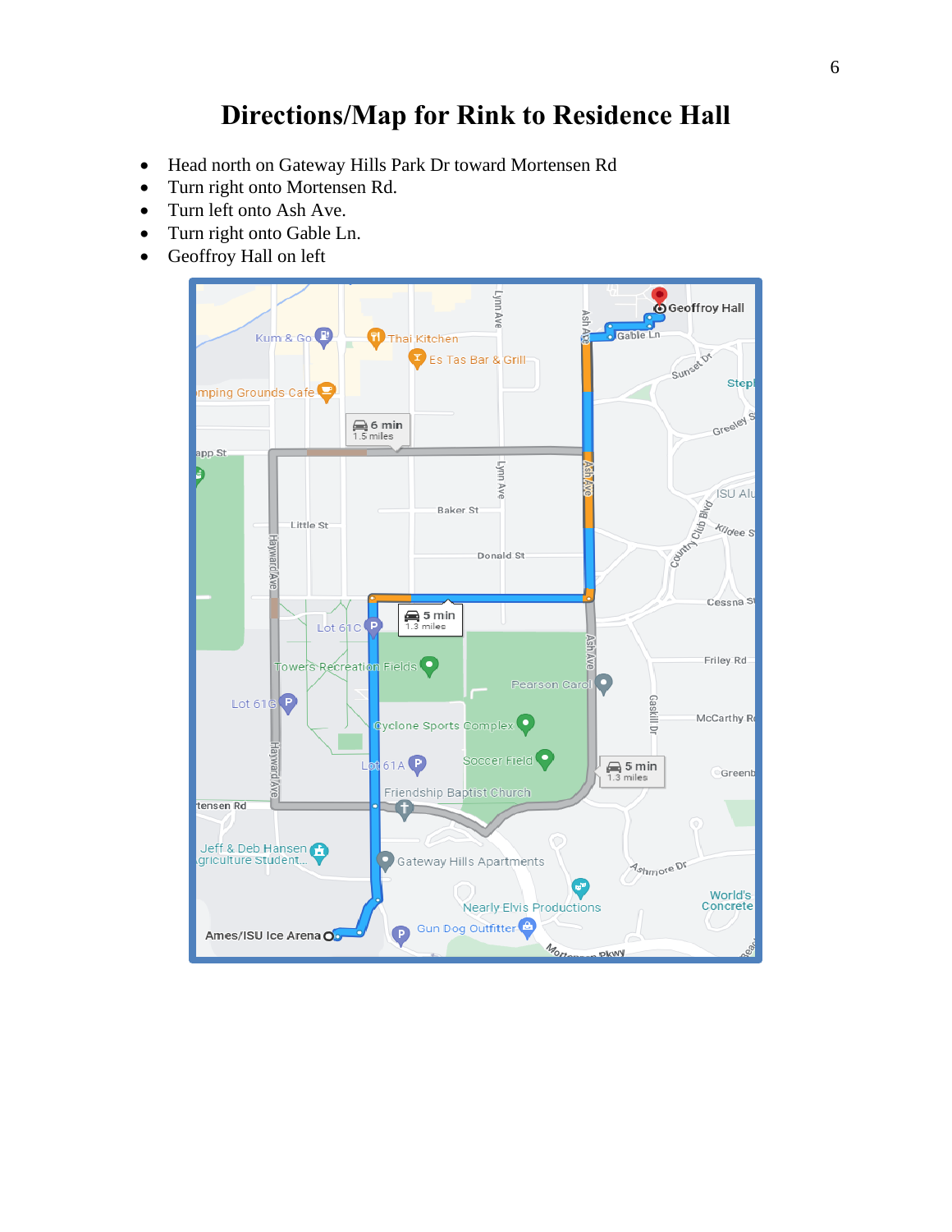# Directions/Map for Rink to Residence Hall

- Head north on Gateway Hills Park Dr toward Mortensen Rd
- Turn right onto Mortensen Rd.
- Turn left onto Ash Ave.
- Turn right onto Gable Ln.
- Geoffroy Hall on left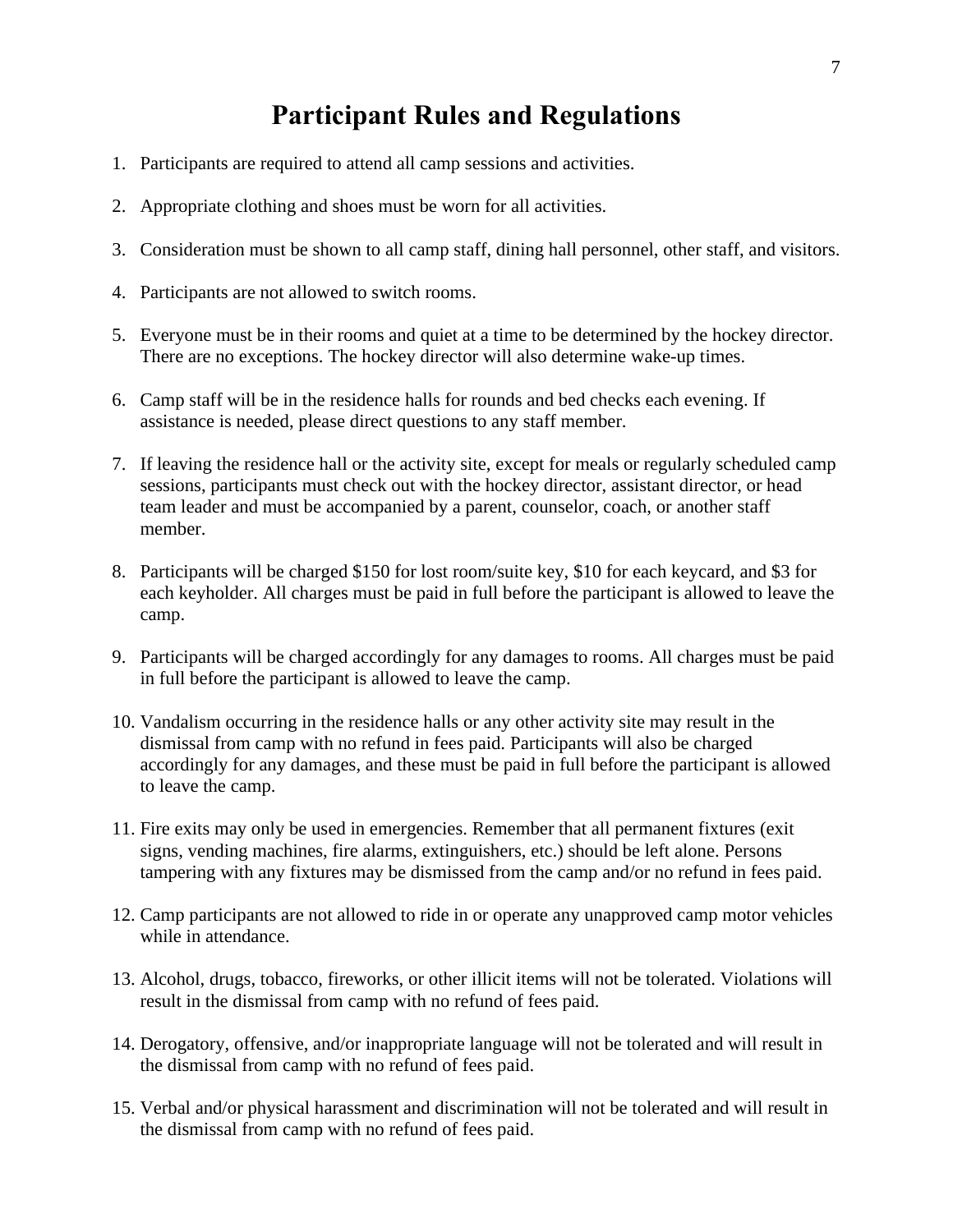# Participant Rules and Regulations

1. Participants are required to attend all camp sessions and activities.

2. Appropriate clothing and shoes must be worn for all activities.

3. Consideration must be shown to all camp staff, dining hall personnel, other staff, and visitors.

4. Participants are not allowed to switch rooms.

5. Everyone must be in their rooms and quiet at a time to be determined by the hockey director. There are no exceptions. The hockey director will also determine wake-up times.

6. Camp staff will be in the residence halls for rounds and bed checks each evening. If assistance is needed, please direct questions to any staff member.

7. If leaving the residence hall or the activity site, except for meals or regularly scheduled camp sessions, participants must check out with the hockey director, assistant director, or head team leader and must be accompanied by a parent, counselor, coach, or another staff member.

8. Participants will be charged $150 for lost room/suite key, $10 for each keycard, and $3 for each keyholder. All charges must be paid in full before the participant is allowed to leave the camp.

9. Participants will be charged accordingly for any damages to rooms. All charges must be paid in full before the participant is allowed to leave the camp.

10. Vandalism occurring in the residence halls or any other activity site may result in the dismissal from camp with no refund in fees paid. Participants will also be charged accordingly for any damages, and these must be paid in full before the participant is allowed to leave the camp.

11. Fire exits may only be used in emergencies. Remember that all permanent fixtures (exit signs, vending machines, fire alarms, extinguishers, etc.) should be left alone. Persons tampering with any fixtures may be dismissed from the camp and/or no refund in fees paid.

12. Camp participants are not allowed to ride in or operate any unapproved camp motor vehicles while in attendance.

13. Alcohol, drugs, tobacco, fireworks, or other illicit items will not be tolerated. Violations will result in the dismissal from camp with no refund of fees paid.

14. Derogatory, offensive, and/or inappropriate language will not be tolerated and will result in the dismissal from camp with no refund of fees paid.

15. Verbal and/or physical harassment and discrimination will not be tolerated and will result in the dismissal from camp with no refund of fees paid.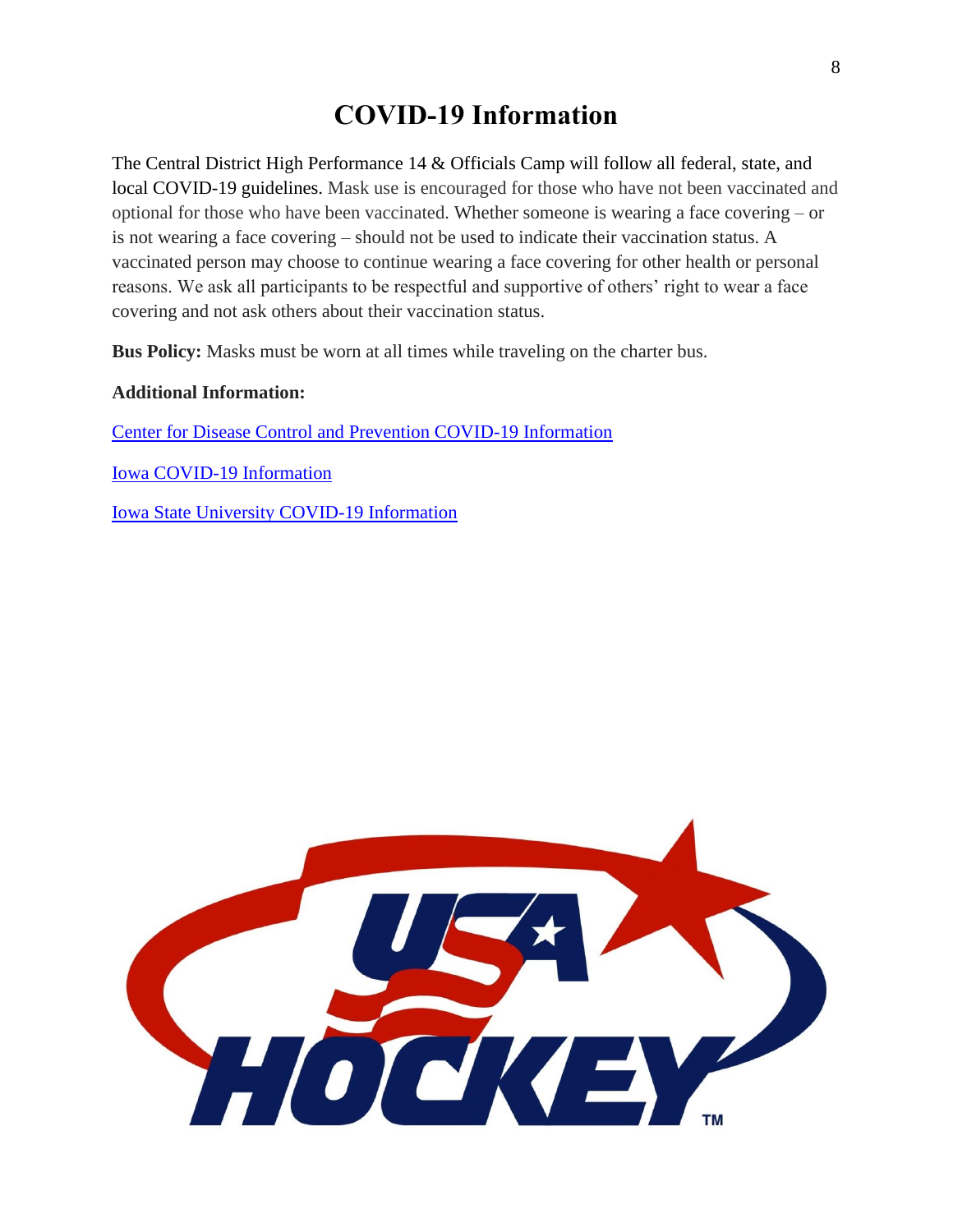# COVID-19 Information

The Central District High Performance 14 & Officials Camp will follow all federal, state, and local COVID-19 guidelines. Mask use is encouraged for those who have not been vaccinated and optional for those who have been vaccinated. Whether someone is wearing a face covering – or is not wearing a face covering – should not be used to indicate their vaccination status. A vaccinated person may choose to continue wearing a face covering for other health or personal reasons. We ask all participants to be respectful and supportive of others' right to wear a face covering and not ask others about their vaccination status.

**Bus Policy:** Masks must be worn at all times while traveling on the charter bus.

**Additional Information:**

Center for Disease Control and Prevention COVID-19 Information

Iowa COVID-19 Information

Iowa State University COVID-19 Information